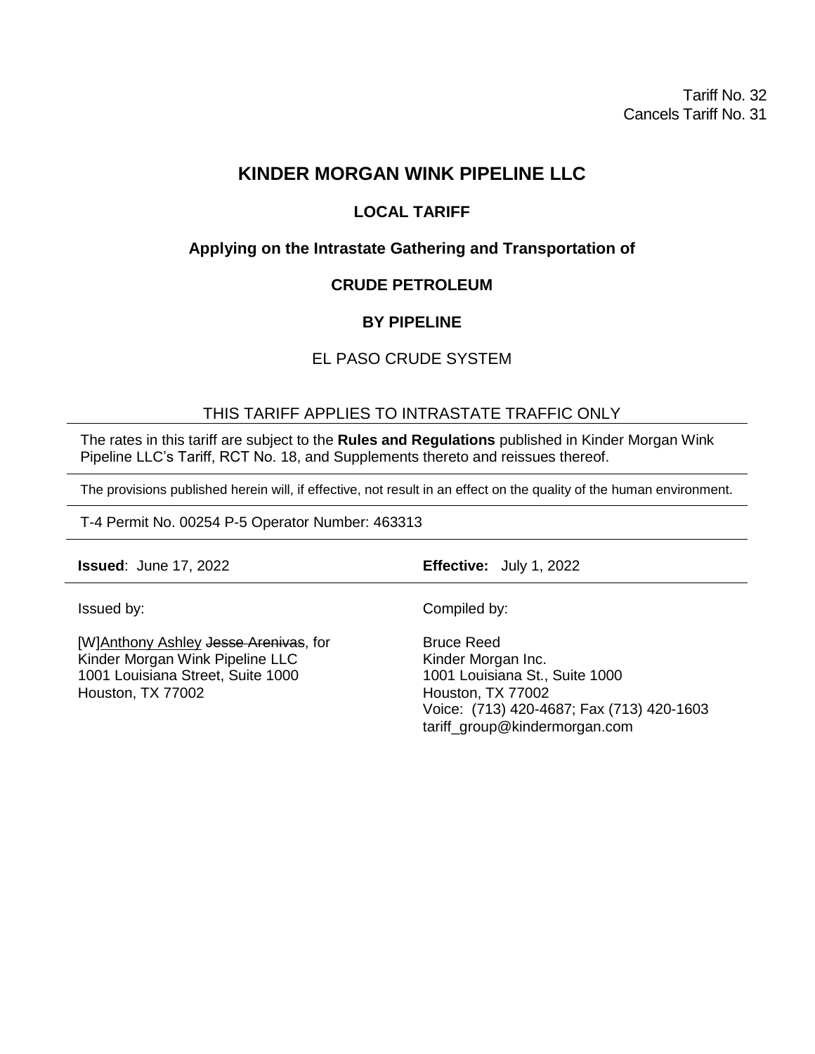Tariff No. 32
Cancels Tariff No. 31

# KINDER MORGAN WINK PIPELINE LLC

## LOCAL TARIFF

### Applying on the Intrastate Gathering and Transportation of

### CRUDE PETROLEUM

### BY PIPELINE

EL PASO CRUDE SYSTEM

THIS TARIFF APPLIES TO INTRASTATE TRAFFIC ONLY

---

The rates in this tariff are subject to the **Rules and Regulations** published in Kinder Morgan Wink Pipeline LLC's Tariff, RCT No. 18, and Supplements thereto and reissues thereof.

---

The provisions published herein will, if effective, not result in an effect on the quality of the human environment.

---

T-4 Permit No. 00254 P-5 Operator Number: 463313

---

**Issued**: June 17, 2022

**Effective:** July 1, 2022

---

Issued by:

[W]<u>Anthony Ashley</u> ~~Jesse Arenivas~~, for
Kinder Morgan Wink Pipeline LLC
1001 Louisiana Street, Suite 1000
Houston, TX 77002

Compiled by:

Bruce Reed
Kinder Morgan Inc.
1001 Louisiana St., Suite 1000
Houston, TX 77002
Voice: (713) 420-4687; Fax (713) 420-1603
tariff_group@kindermorgan.com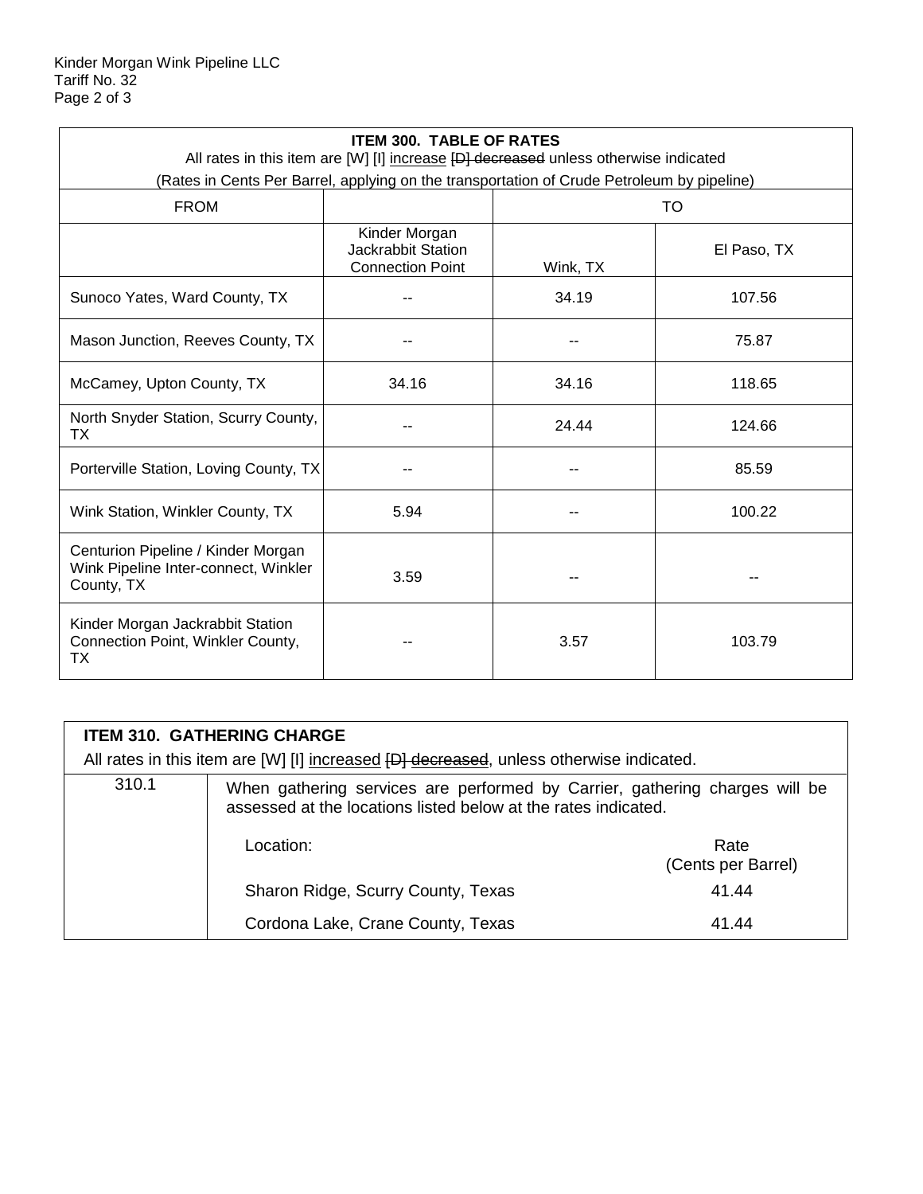| ITEM 300. TABLE OF RATES<br>All rates in this item are [W] [I] <u>increase</u> ~~[D] decreased~~ unless otherwise indicated<br>(Rates in Cents Per Barrel, applying on the transportation of Crude Petroleum by pipeline) | | | |
|---|---|---|---|
| FROM | | TO | |
| | Kinder Morgan Jackrabbit Station Connection Point | Wink, TX | El Paso, TX |
| Sunoco Yates, Ward County, TX | -- | 34.19 | 107.56 |
| Mason Junction, Reeves County, TX | -- | -- | 75.87 |
| McCamey, Upton County, TX | 34.16 | 34.16 | 118.65 |
| North Snyder Station, Scurry County, TX | -- | 24.44 | 124.66 |
| Porterville Station, Loving County, TX | -- | -- | 85.59 |
| Wink Station, Winkler County, TX | 5.94 | -- | 100.22 |
| Centurion Pipeline / Kinder Morgan Wink Pipeline Inter-connect, Winkler County, TX | 3.59 | -- | -- |
| Kinder Morgan Jackrabbit Station Connection Point, Winkler County, TX | -- | 3.57 | 103.79 |

**ITEM 310. GATHERING CHARGE**

All rates in this item are [W] [I] <u>increased</u> ~~[D] decreased~~, unless otherwise indicated.

310.1 When gathering services are performed by Carrier, gathering charges will be assessed at the locations listed below at the rates indicated.

| Location: | Rate (Cents per Barrel) |
|---|---|
| Sharon Ridge, Scurry County, Texas | 41.44 |
| Cordona Lake, Crane County, Texas | 41.44 |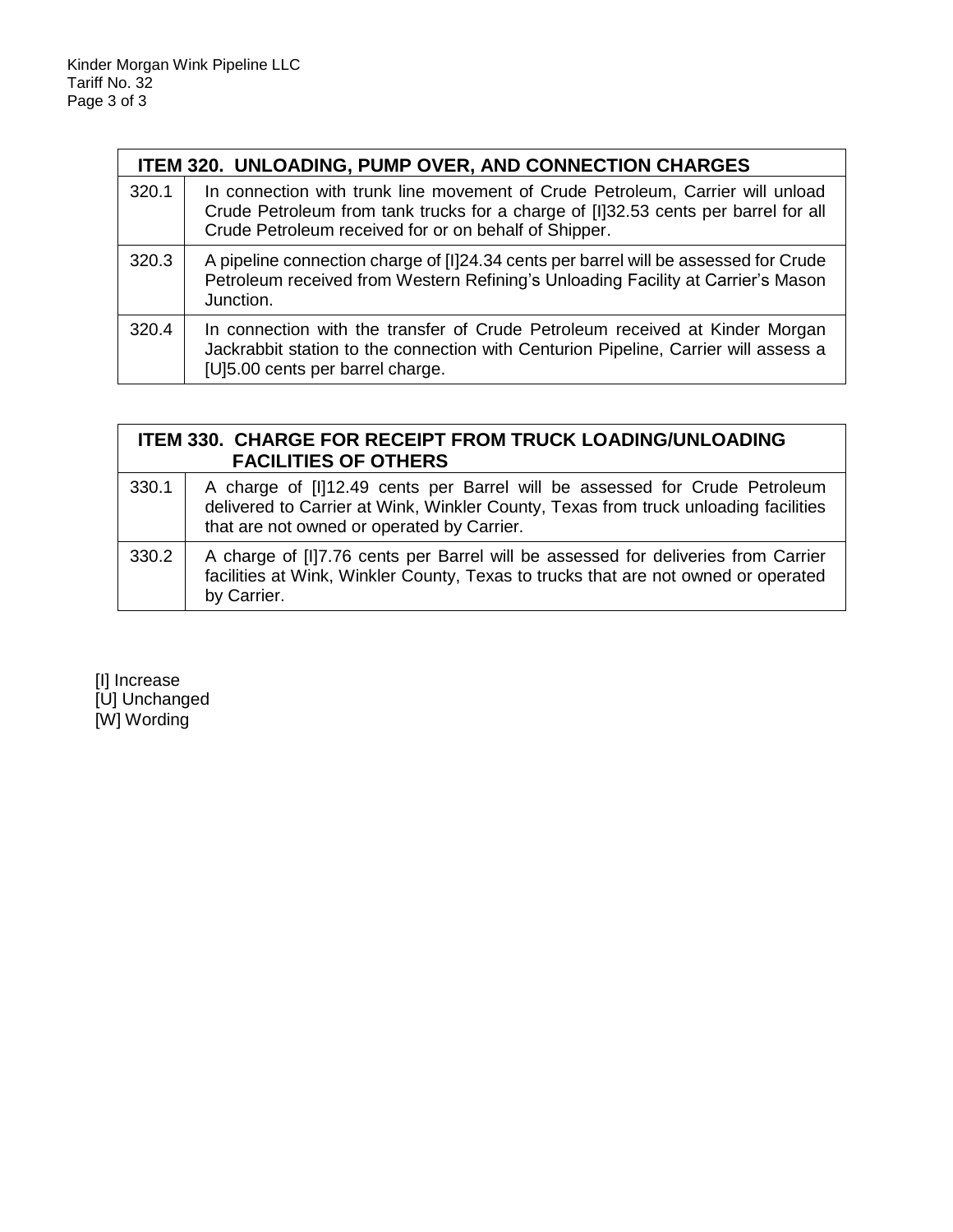| ITEM 320. UNLOADING, PUMP OVER, AND CONNECTION CHARGES | |
|---|---|
| 320.1 | In connection with trunk line movement of Crude Petroleum, Carrier will unload Crude Petroleum from tank trucks for a charge of [I]32.53 cents per barrel for all Crude Petroleum received for or on behalf of Shipper. |
| 320.3 | A pipeline connection charge of [I]24.34 cents per barrel will be assessed for Crude Petroleum received from Western Refining's Unloading Facility at Carrier's Mason Junction. |
| 320.4 | In connection with the transfer of Crude Petroleum received at Kinder Morgan Jackrabbit station to the connection with Centurion Pipeline, Carrier will assess a [U]5.00 cents per barrel charge. |

| ITEM 330. CHARGE FOR RECEIPT FROM TRUCK LOADING/UNLOADING FACILITIES OF OTHERS | |
|---|---|
| 330.1 | A charge of [I]12.49 cents per Barrel will be assessed for Crude Petroleum delivered to Carrier at Wink, Winkler County, Texas from truck unloading facilities that are not owned or operated by Carrier. |
| 330.2 | A charge of [I]7.76 cents per Barrel will be assessed for deliveries from Carrier facilities at Wink, Winkler County, Texas to trucks that are not owned or operated by Carrier. |

[I] Increase
[U] Unchanged
[W] Wording